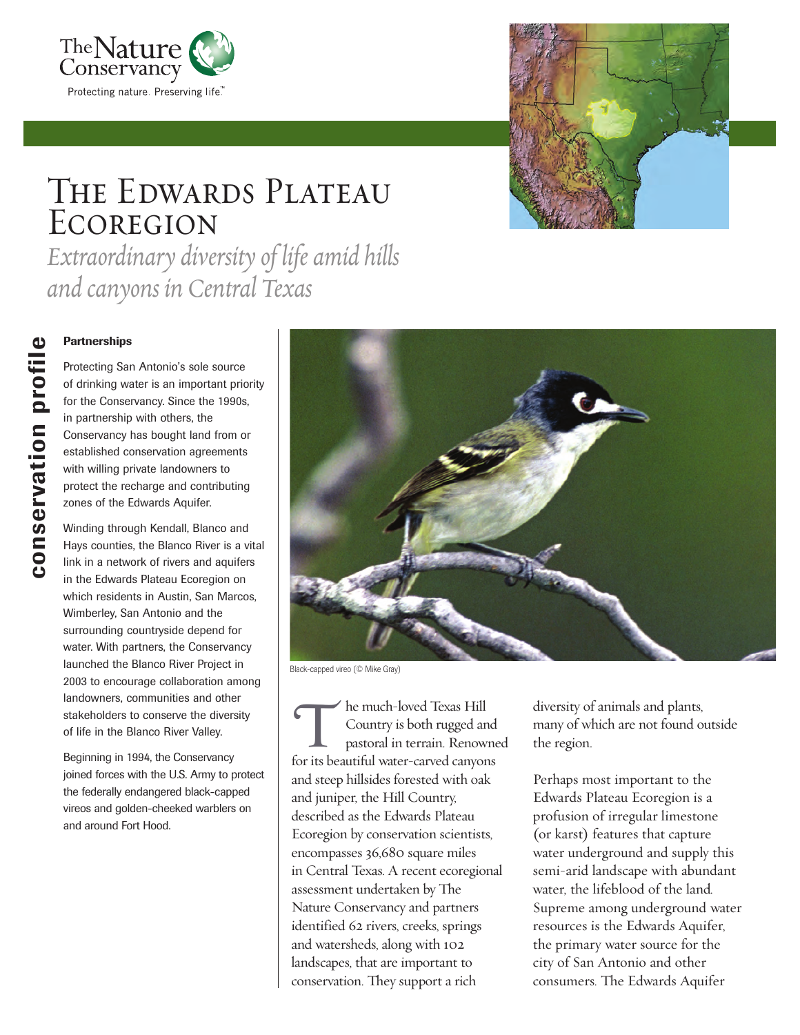The Nature Conservancy

Protecting nature. Preserving life.™

# The Edwards Plateau Ecoregion

*Extraordinary diversity of life amid hills and canyons in Central Texas*

conservation profile

### Partnerships

Protecting San Antonio's sole source of drinking water is an important priority for the Conservancy. Since the 1990s, in partnership with others, the Conservancy has bought land from or established conservation agreements with willing private landowners to protect the recharge and contributing zones of the Edwards Aquifer.

Winding through Kendall, Blanco and Hays counties, the Blanco River is a vital link in a network of rivers and aquifers in the Edwards Plateau Ecoregion on which residents in Austin, San Marcos, Wimberley, San Antonio and the surrounding countryside depend for water. With partners, the Conservancy launched the Blanco River Project in 2003 to encourage collaboration among landowners, communities and other stakeholders to conserve the diversity of life in the Blanco River Valley.

Beginning in 1994, the Conservancy joined forces with the U.S. Army to protect the federally endangered black-capped vireos and golden-cheeked warblers on and around Fort Hood.

Black-capped vireo (© Mike Gray)

The much-loved Texas Hill Country is both rugged and pastoral in terrain. Renowned for its beautiful water-carved canyons and steep hillsides forested with oak and juniper, the Hill Country, described as the Edwards Plateau Ecoregion by conservation scientists, encompasses 36,680 square miles in Central Texas. A recent ecoregional assessment undertaken by The Nature Conservancy and partners identified 62 rivers, creeks, springs and watersheds, along with 102 landscapes, that are important to conservation. They support a rich diversity of animals and plants, many of which are not found outside the region.

Perhaps most important to the Edwards Plateau Ecoregion is a profusion of irregular limestone (or karst) features that capture water underground and supply this semi-arid landscape with abundant water, the lifeblood of the land. Supreme among underground water resources is the Edwards Aquifer, the primary water source for the city of San Antonio and other consumers. The Edwards Aquifer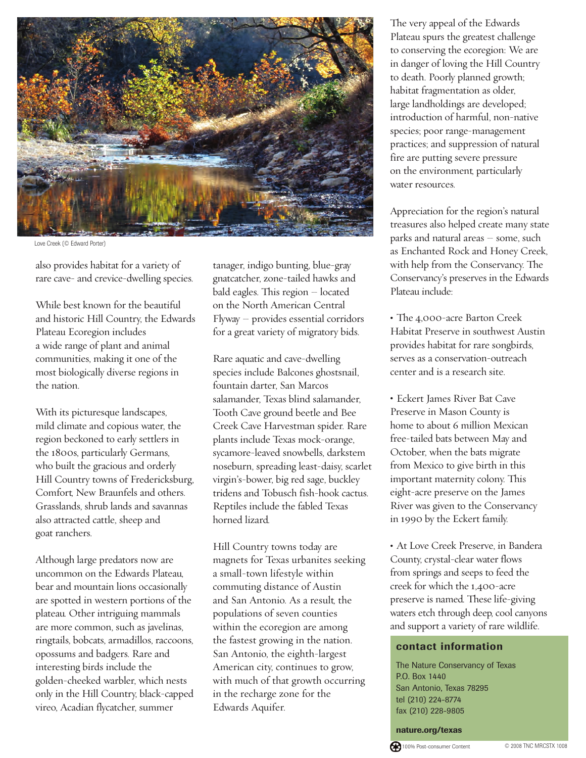Love Creek (© Edward Porter)

also provides habitat for a variety of rare cave- and crevice-dwelling species.

While best known for the beautiful and historic Hill Country, the Edwards Plateau Ecoregion includes a wide range of plant and animal communities, making it one of the most biologically diverse regions in the nation.

With its picturesque landscapes, mild climate and copious water, the region beckoned to early settlers in the 1800s, particularly Germans, who built the gracious and orderly Hill Country towns of Fredericksburg, Comfort, New Braunfels and others. Grasslands, shrub lands and savannas also attracted cattle, sheep and goat ranchers.

Although large predators now are uncommon on the Edwards Plateau, bear and mountain lions occasionally are spotted in western portions of the plateau. Other intriguing mammals are more common, such as javelinas, ringtails, bobcats, armadillos, raccoons, opossums and badgers. Rare and interesting birds include the golden-cheeked warbler, which nests only in the Hill Country, black-capped vireo, Acadian flycatcher, summer tanager, indigo bunting, blue-gray gnatcatcher, zone-tailed hawks and bald eagles. This region – located on the North American Central Flyway – provides essential corridors for a great variety of migratory bids.

Rare aquatic and cave-dwelling species include Balcones ghostsnail, fountain darter, San Marcos salamander, Texas blind salamander, Tooth Cave ground beetle and Bee Creek Cave Harvestman spider. Rare plants include Texas mock-orange, sycamore-leaved snowbells, darkstem noseburn, spreading least-daisy, scarlet virgin's-bower, big red sage, buckley tridens and Tobusch fish-hook cactus. Reptiles include the fabled Texas horned lizard.

Hill Country towns today are magnets for Texas urbanites seeking a small-town lifestyle within commuting distance of Austin and San Antonio. As a result, the populations of seven counties within the ecoregion are among the fastest growing in the nation. San Antonio, the eighth-largest American city, continues to grow, with much of that growth occurring in the recharge zone for the Edwards Aquifer.

The very appeal of the Edwards Plateau spurs the greatest challenge to conserving the ecoregion: We are in danger of loving the Hill Country to death. Poorly planned growth; habitat fragmentation as older, large landholdings are developed; introduction of harmful, non-native species; poor range-management practices; and suppression of natural fire are putting severe pressure on the environment, particularly water resources.

Appreciation for the region's natural treasures also helped create many state parks and natural areas – some, such as Enchanted Rock and Honey Creek, with help from the Conservancy. The Conservancy's preserves in the Edwards Plateau include:

- The 4,000-acre Barton Creek Habitat Preserve in southwest Austin provides habitat for rare songbirds, serves as a conservation-outreach center and is a research site.

- Eckert James River Bat Cave Preserve in Mason County is home to about 6 million Mexican free-tailed bats between May and October, when the bats migrate from Mexico to give birth in this important maternity colony. This eight-acre preserve on the James River was given to the Conservancy in 1990 by the Eckert family.

- At Love Creek Preserve, in Bandera County, crystal-clear water flows from springs and seeps to feed the creek for which the 1,400-acre preserve is named. These life-giving waters etch through deep, cool canyons and support a variety of rare wildlife.

## contact information

The Nature Conservancy of Texas
P.O. Box 1440
San Antonio, Texas 78295
tel (210) 224-8774
fax (210) 228-9805

**nature.org/texas**

100% Post-consumer Content

© 2008 TNC MRCSTX 1008